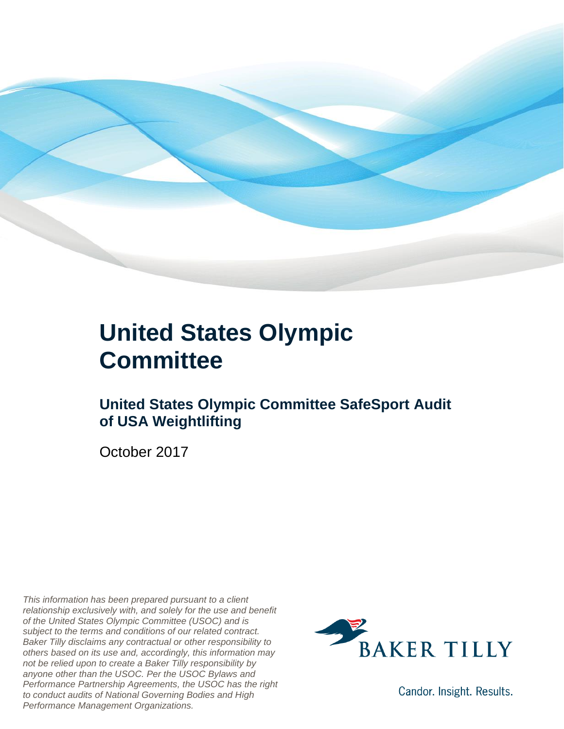# United States Olympic Committee

## United States Olympic Committee SafeSport Audit of USA Weightlifting

October 2017

*This information has been prepared pursuant to a client relationship exclusively with, and solely for the use and benefit of the United States Olympic Committee (USOC) and is subject to the terms and conditions of our related contract. Baker Tilly disclaims any contractual or other responsibility to others based on its use and, accordingly, this information may not be relied upon to create a Baker Tilly responsibility by anyone other than the USOC. Per the USOC Bylaws and Performance Partnership Agreements, the USOC has the right to conduct audits of National Governing Bodies and High Performance Management Organizations.*

BAKER TILLY

Candor. Insight. Results.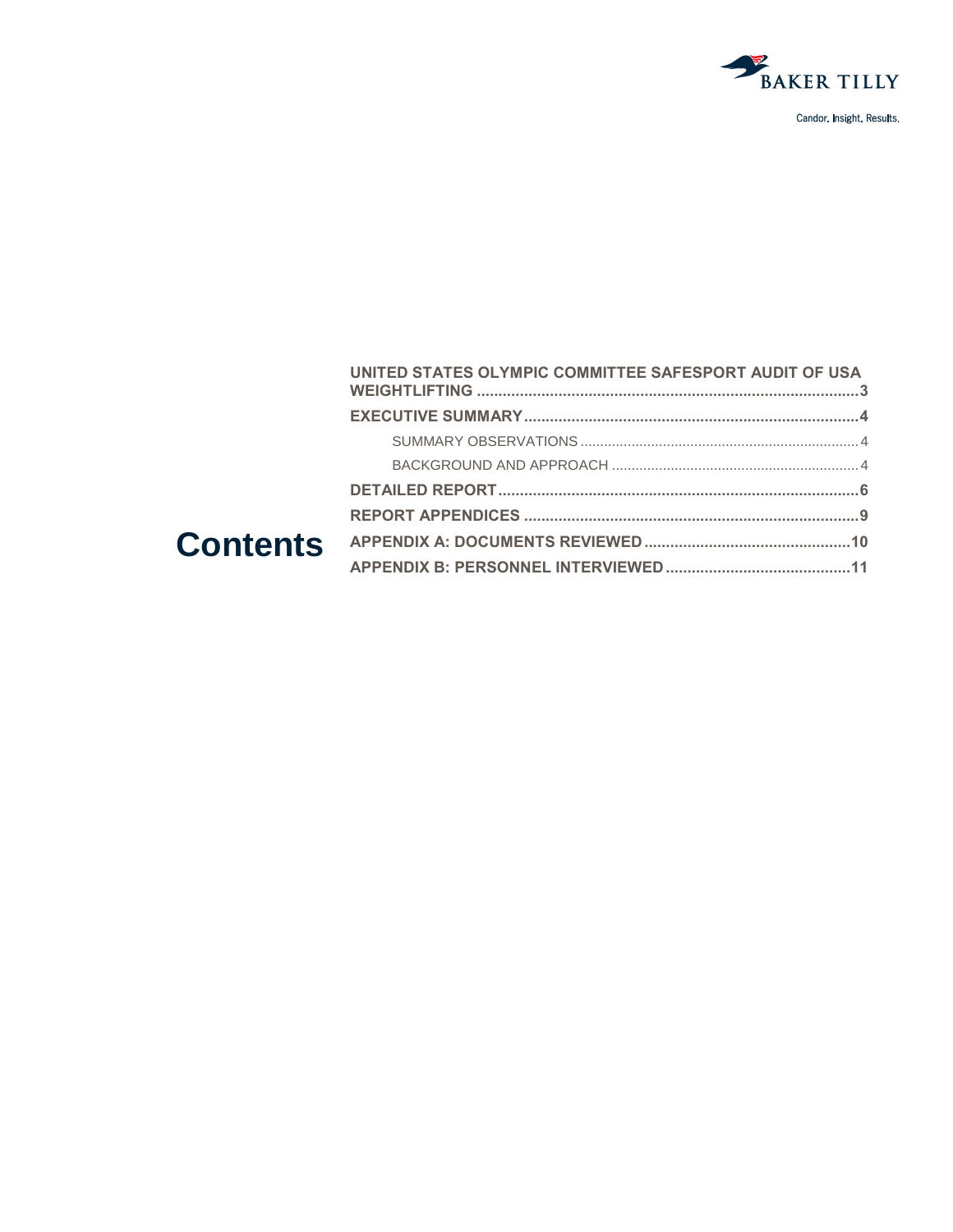# Contents

- UNITED STATES OLYMPIC COMMITTEE SAFESPORT AUDIT OF USA WEIGHTLIFTING ........ 3
- EXECUTIVE SUMMARY ........ 4
  - SUMMARY OBSERVATIONS ........ 4
  - BACKGROUND AND APPROACH ........ 4
- DETAILED REPORT ........ 6
- REPORT APPENDICES ........ 9
- APPENDIX A: DOCUMENTS REVIEWED ........ 10
- APPENDIX B: PERSONNEL INTERVIEWED ........ 11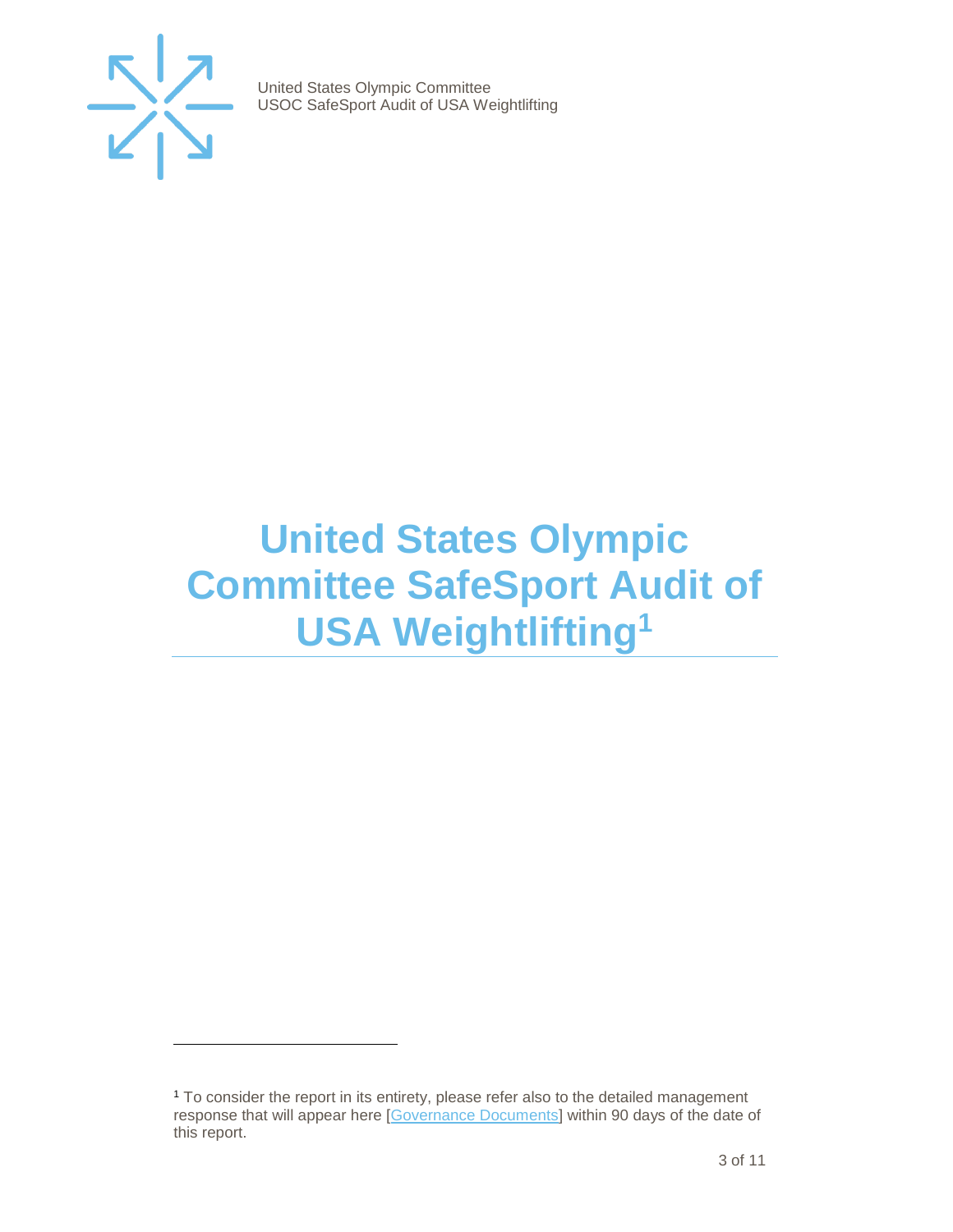# United States Olympic Committee SafeSport Audit of USA Weightlifting[1]

[1] To consider the report in its entirety, please refer also to the detailed management response that will appear here [Governance Documents] within 90 days of the date of this report.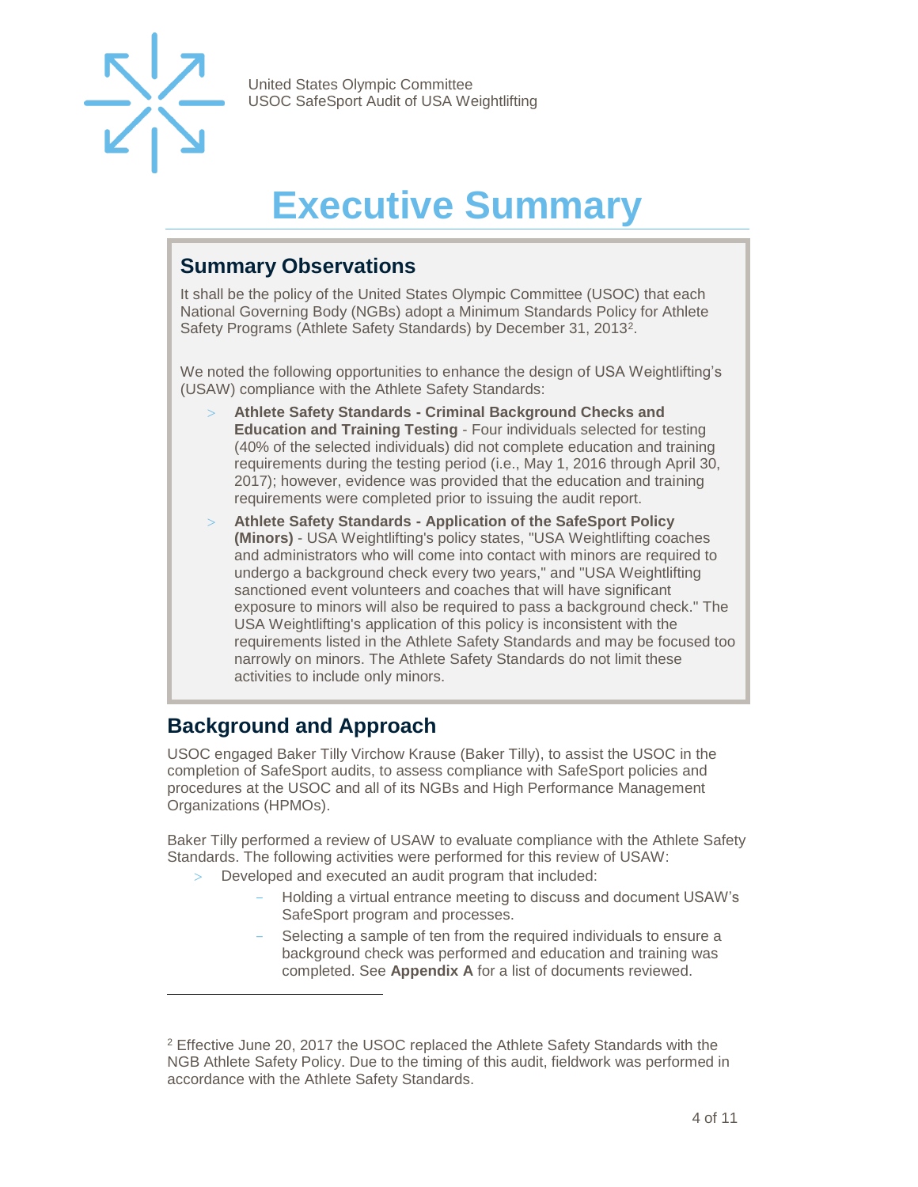# Executive Summary

## Summary Observations

It shall be the policy of the United States Olympic Committee (USOC) that each National Governing Body (NGBs) adopt a Minimum Standards Policy for Athlete Safety Programs (Athlete Safety Standards) by December 31, 2013[2].

We noted the following opportunities to enhance the design of USA Weightlifting's (USAW) compliance with the Athlete Safety Standards:

- **Athlete Safety Standards - Criminal Background Checks and Education and Training Testing** - Four individuals selected for testing (40% of the selected individuals) did not complete education and training requirements during the testing period (i.e., May 1, 2016 through April 30, 2017); however, evidence was provided that the education and training requirements were completed prior to issuing the audit report.
- **Athlete Safety Standards - Application of the SafeSport Policy (Minors)** - USA Weightlifting's policy states, "USA Weightlifting coaches and administrators who will come into contact with minors are required to undergo a background check every two years," and "USA Weightlifting sanctioned event volunteers and coaches that will have significant exposure to minors will also be required to pass a background check." The USA Weightlifting's application of this policy is inconsistent with the requirements listed in the Athlete Safety Standards and may be focused too narrowly on minors. The Athlete Safety Standards do not limit these activities to include only minors.

## Background and Approach

USOC engaged Baker Tilly Virchow Krause (Baker Tilly), to assist the USOC in the completion of SafeSport audits, to assess compliance with SafeSport policies and procedures at the USOC and all of its NGBs and High Performance Management Organizations (HPMOs).

Baker Tilly performed a review of USAW to evaluate compliance with the Athlete Safety Standards. The following activities were performed for this review of USAW:

- Developed and executed an audit program that included:
  - Holding a virtual entrance meeting to discuss and document USAW's SafeSport program and processes.
  - Selecting a sample of ten from the required individuals to ensure a background check was performed and education and training was completed. See **Appendix A** for a list of documents reviewed.

[2] Effective June 20, 2017 the USOC replaced the Athlete Safety Standards with the NGB Athlete Safety Policy. Due to the timing of this audit, fieldwork was performed in accordance with the Athlete Safety Standards.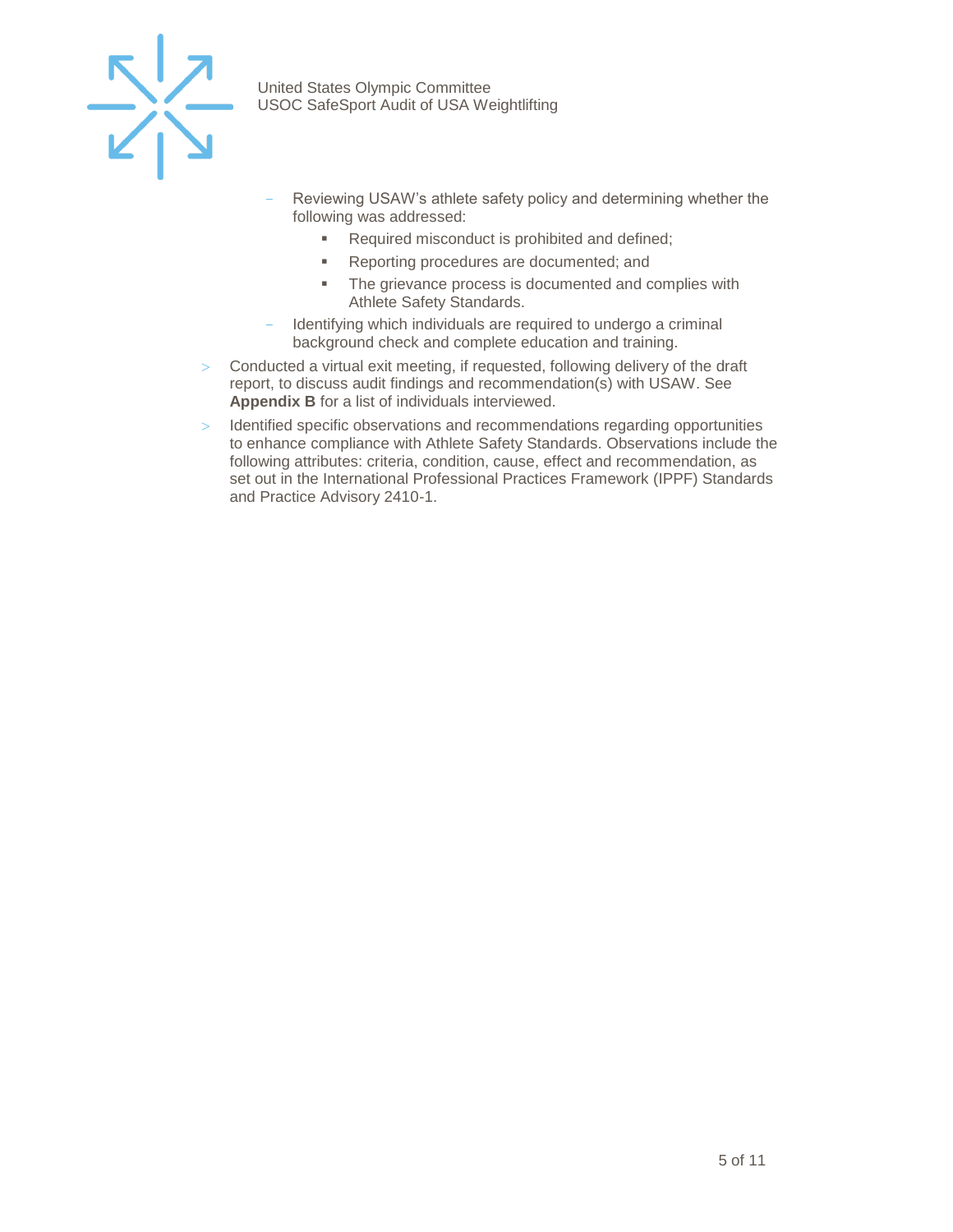- Reviewing USAW's athlete safety policy and determining whether the following was addressed:
    - Required misconduct is prohibited and defined;
    - Reporting procedures are documented; and
    - The grievance process is documented and complies with Athlete Safety Standards.
  - Identifying which individuals are required to undergo a criminal background check and complete education and training.
- Conducted a virtual exit meeting, if requested, following delivery of the draft report, to discuss audit findings and recommendation(s) with USAW. See **Appendix B** for a list of individuals interviewed.
- Identified specific observations and recommendations regarding opportunities to enhance compliance with Athlete Safety Standards. Observations include the following attributes: criteria, condition, cause, effect and recommendation, as set out in the International Professional Practices Framework (IPPF) Standards and Practice Advisory 2410-1.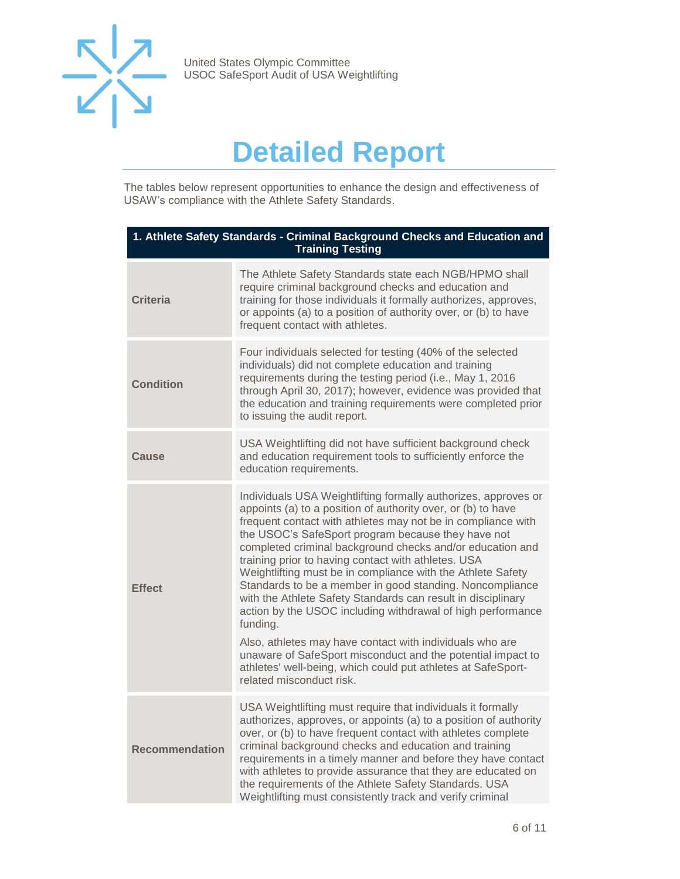# Detailed Report

The tables below represent opportunities to enhance the design and effectiveness of USAW's compliance with the Athlete Safety Standards.

| 1. Athlete Safety Standards - Criminal Background Checks and Education and Training Testing | |
|---|---|
| **Criteria** | The Athlete Safety Standards state each NGB/HPMO shall require criminal background checks and education and training for those individuals it formally authorizes, approves, or appoints (a) to a position of authority over, or (b) to have frequent contact with athletes. |
| **Condition** | Four individuals selected for testing (40% of the selected individuals) did not complete education and training requirements during the testing period (i.e., May 1, 2016 through April 30, 2017); however, evidence was provided that the education and training requirements were completed prior to issuing the audit report. |
| **Cause** | USA Weightlifting did not have sufficient background check and education requirement tools to sufficiently enforce the education requirements. |
| **Effect** | Individuals USA Weightlifting formally authorizes, approves or appoints (a) to a position of authority over, or (b) to have frequent contact with athletes may not be in compliance with the USOC's SafeSport program because they have not completed criminal background checks and/or education and training prior to having contact with athletes. USA Weightlifting must be in compliance with the Athlete Safety Standards to be a member in good standing. Noncompliance with the Athlete Safety Standards can result in disciplinary action by the USOC including withdrawal of high performance funding.<br><br>Also, athletes may have contact with individuals who are unaware of SafeSport misconduct and the potential impact to athletes' well-being, which could put athletes at SafeSport-related misconduct risk. |
| **Recommendation** | USA Weightlifting must require that individuals it formally authorizes, approves, or appoints (a) to a position of authority over, or (b) to have frequent contact with athletes complete criminal background checks and education and training requirements in a timely manner and before they have contact with athletes to provide assurance that they are educated on the requirements of the Athlete Safety Standards. USA Weightlifting must consistently track and verify criminal |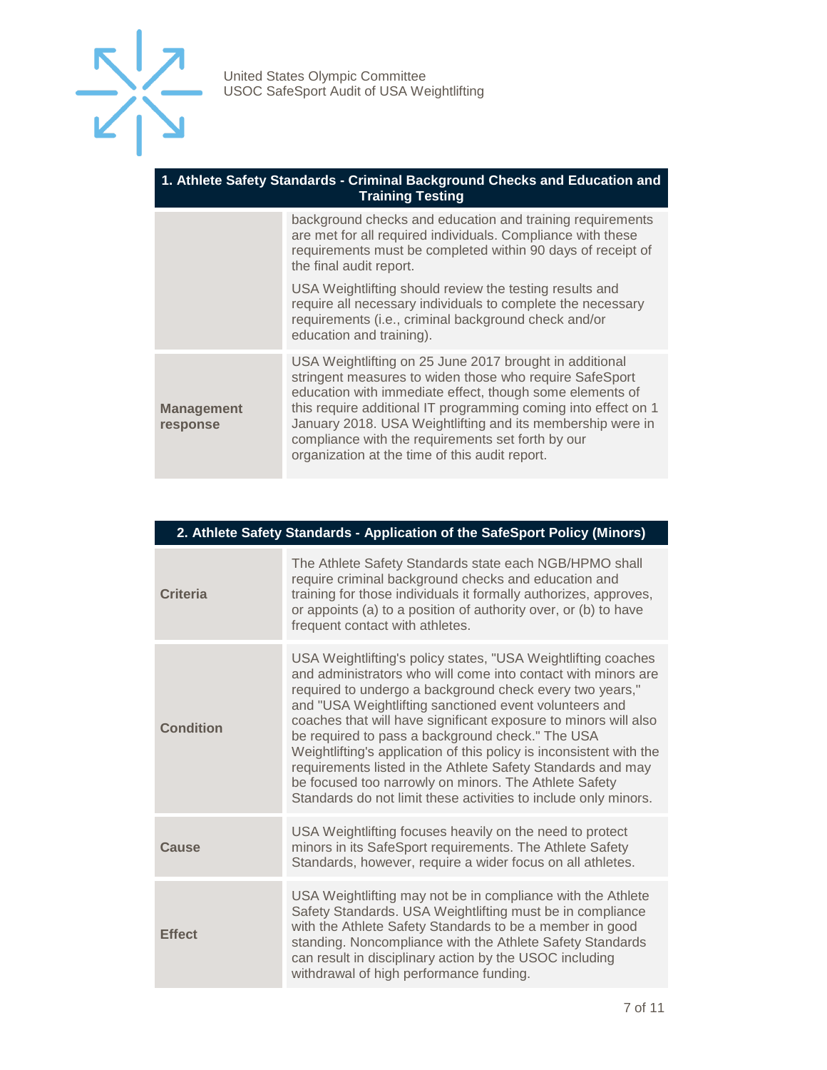| 1. Athlete Safety Standards - Criminal Background Checks and Education and Training Testing | |
|---|---|
| | background checks and education and training requirements are met for all required individuals. Compliance with these requirements must be completed within 90 days of receipt of the final audit report.<br><br>USA Weightlifting should review the testing results and require all necessary individuals to complete the necessary requirements (i.e., criminal background check and/or education and training). |
| **Management response** | USA Weightlifting on 25 June 2017 brought in additional stringent measures to widen those who require SafeSport education with immediate effect, though some elements of this require additional IT programming coming into effect on 1 January 2018. USA Weightlifting and its membership were in compliance with the requirements set forth by our organization at the time of this audit report. |

| 2. Athlete Safety Standards - Application of the SafeSport Policy (Minors) | |
|---|---|
| **Criteria** | The Athlete Safety Standards state each NGB/HPMO shall require criminal background checks and education and training for those individuals it formally authorizes, approves, or appoints (a) to a position of authority over, or (b) to have frequent contact with athletes. |
| **Condition** | USA Weightlifting's policy states, "USA Weightlifting coaches and administrators who will come into contact with minors are required to undergo a background check every two years," and "USA Weightlifting sanctioned event volunteers and coaches that will have significant exposure to minors will also be required to pass a background check." The USA Weightlifting's application of this policy is inconsistent with the requirements listed in the Athlete Safety Standards and may be focused too narrowly on minors. The Athlete Safety Standards do not limit these activities to include only minors. |
| **Cause** | USA Weightlifting focuses heavily on the need to protect minors in its SafeSport requirements. The Athlete Safety Standards, however, require a wider focus on all athletes. |
| **Effect** | USA Weightlifting may not be in compliance with the Athlete Safety Standards. USA Weightlifting must be in compliance with the Athlete Safety Standards to be a member in good standing. Noncompliance with the Athlete Safety Standards can result in disciplinary action by the USOC including withdrawal of high performance funding. |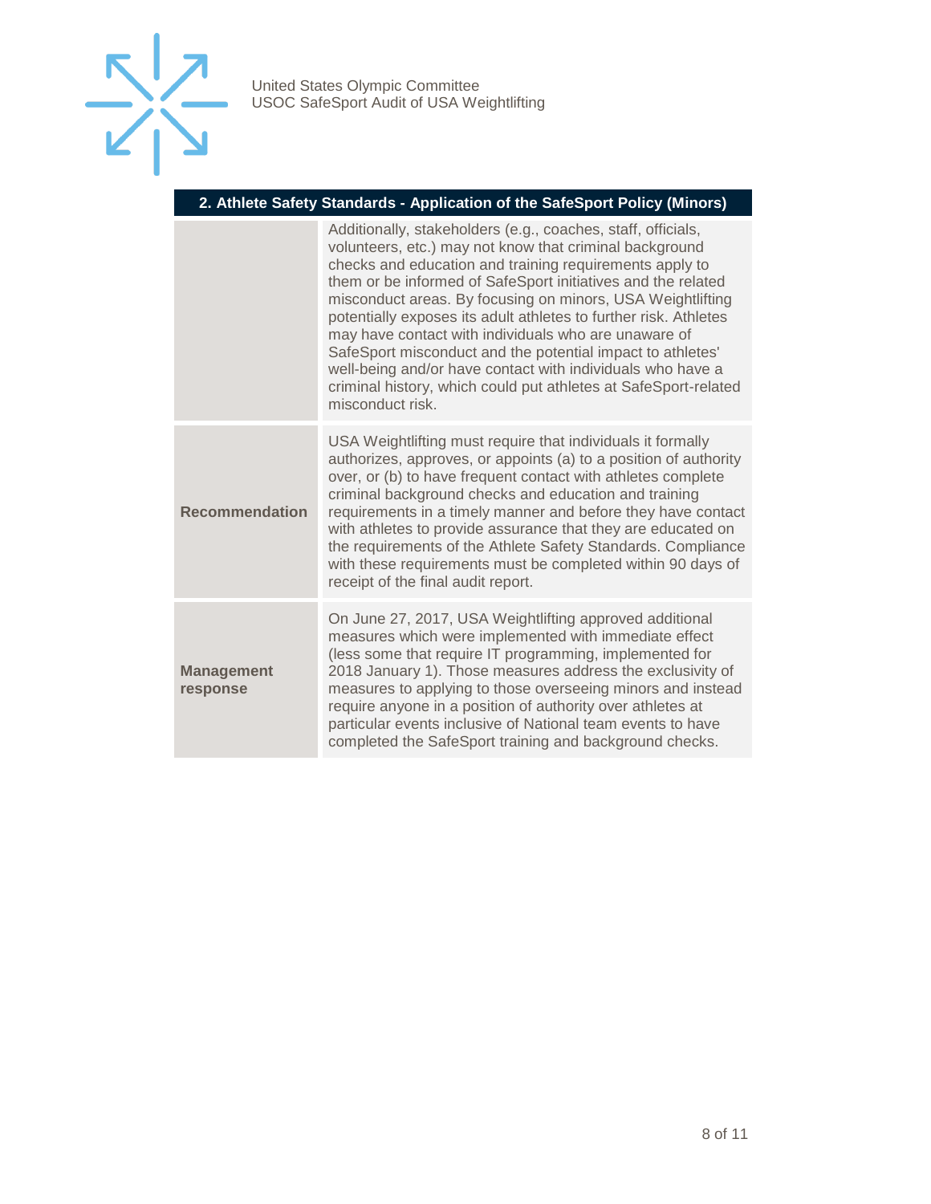| 2. Athlete Safety Standards - Application of the SafeSport Policy (Minors) | |
|---|---|
| | Additionally, stakeholders (e.g., coaches, staff, officials, volunteers, etc.) may not know that criminal background checks and education and training requirements apply to them or be informed of SafeSport initiatives and the related misconduct areas. By focusing on minors, USA Weightlifting potentially exposes its adult athletes to further risk. Athletes may have contact with individuals who are unaware of SafeSport misconduct and the potential impact to athletes' well-being and/or have contact with individuals who have a criminal history, which could put athletes at SafeSport-related misconduct risk. |
| **Recommendation** | USA Weightlifting must require that individuals it formally authorizes, approves, or appoints (a) to a position of authority over, or (b) to have frequent contact with athletes complete criminal background checks and education and training requirements in a timely manner and before they have contact with athletes to provide assurance that they are educated on the requirements of the Athlete Safety Standards. Compliance with these requirements must be completed within 90 days of receipt of the final audit report. |
| **Management response** | On June 27, 2017, USA Weightlifting approved additional measures which were implemented with immediate effect (less some that require IT programming, implemented for 2018 January 1). Those measures address the exclusivity of measures to applying to those overseeing minors and instead require anyone in a position of authority over athletes at particular events inclusive of National team events to have completed the SafeSport training and background checks. |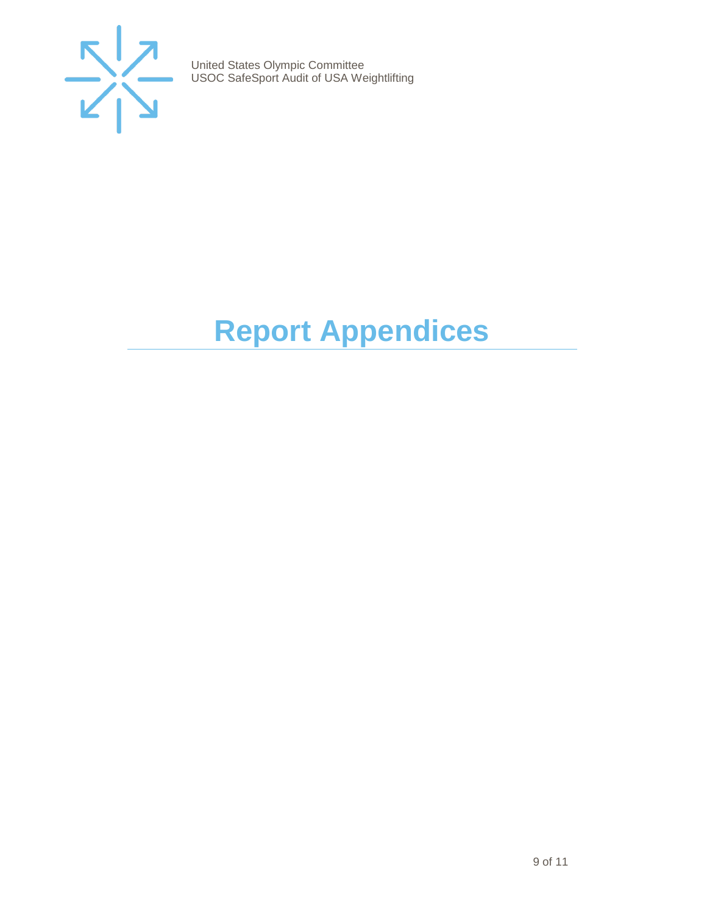# Report Appendices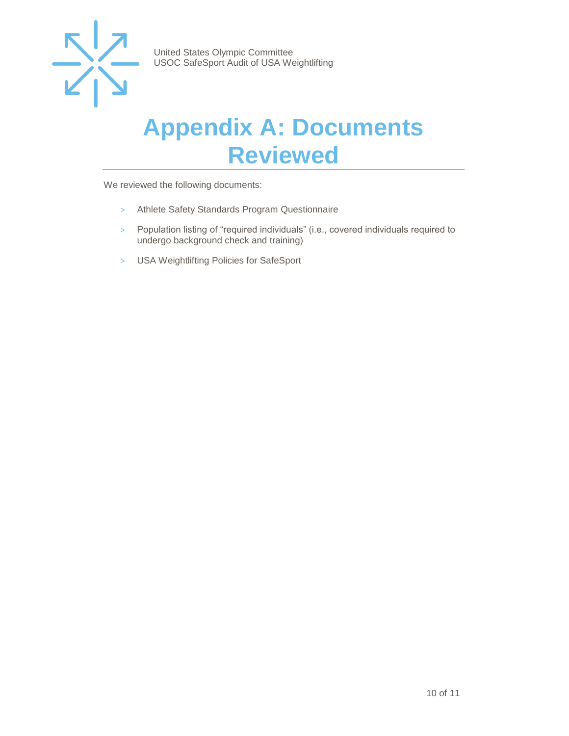# Appendix A: Documents Reviewed

We reviewed the following documents:

- Athlete Safety Standards Program Questionnaire
- Population listing of "required individuals" (i.e., covered individuals required to undergo background check and training)
- USA Weightlifting Policies for SafeSport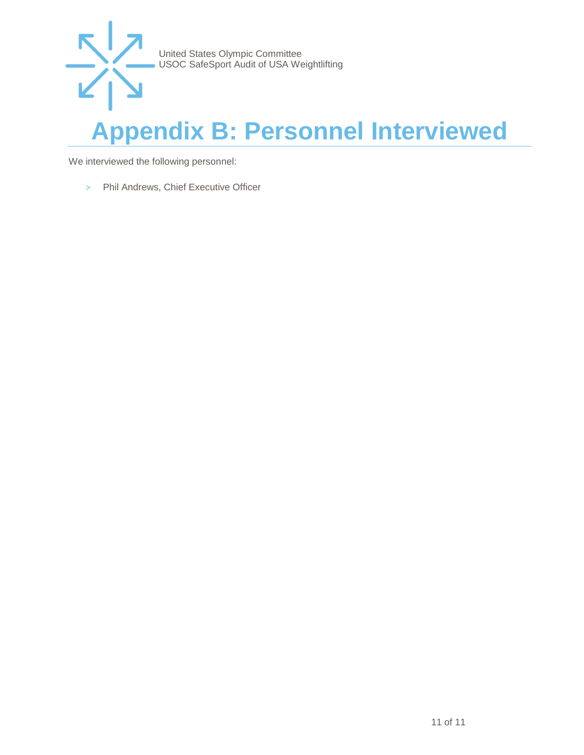# Appendix B: Personnel Interviewed

We interviewed the following personnel:

- Phil Andrews, Chief Executive Officer